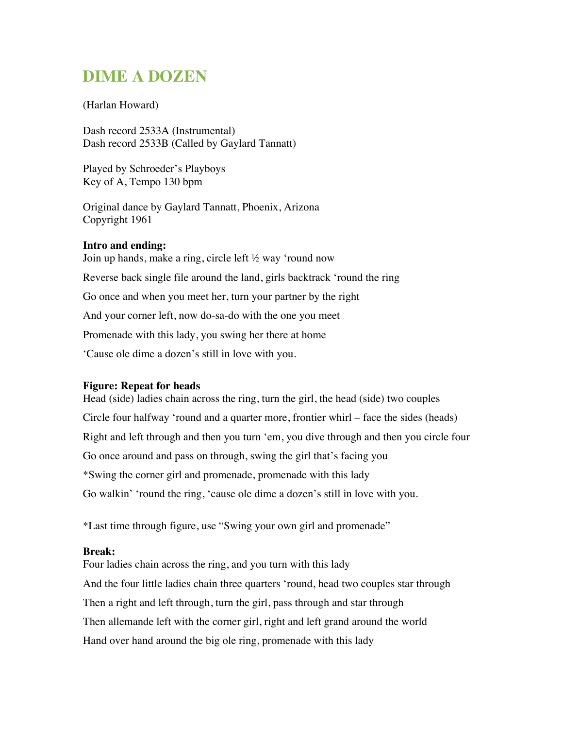# DIME A DOZEN

(Harlan Howard)

Dash record 2533A (Instrumental)
Dash record 2533B (Called by Gaylard Tannatt)

Played by Schroeder's Playboys
Key of A, Tempo 130 bpm

Original dance by Gaylard Tannatt, Phoenix, Arizona
Copyright 1961

**Intro and ending:**

Join up hands, make a ring, circle left ½ way 'round now

Reverse back single file around the land, girls backtrack 'round the ring

Go once and when you meet her, turn your partner by the right

And your corner left, now do-sa-do with the one you meet

Promenade with this lady, you swing her there at home

'Cause ole dime a dozen's still in love with you.

**Figure: Repeat for heads**

Head (side) ladies chain across the ring, turn the girl, the head (side) two couples

Circle four halfway 'round and a quarter more, frontier whirl – face the sides (heads)

Right and left through and then you turn 'em, you dive through and then you circle four

Go once around and pass on through, swing the girl that's facing you

*Swing the corner girl and promenade, promenade with this lady

Go walkin' 'round the ring, 'cause ole dime a dozen's still in love with you.

*Last time through figure, use "Swing your own girl and promenade"

**Break:**

Four ladies chain across the ring, and you turn with this lady

And the four little ladies chain three quarters 'round, head two couples star through

Then a right and left through, turn the girl, pass through and star through

Then allemande left with the corner girl, right and left grand around the world

Hand over hand around the big ole ring, promenade with this lady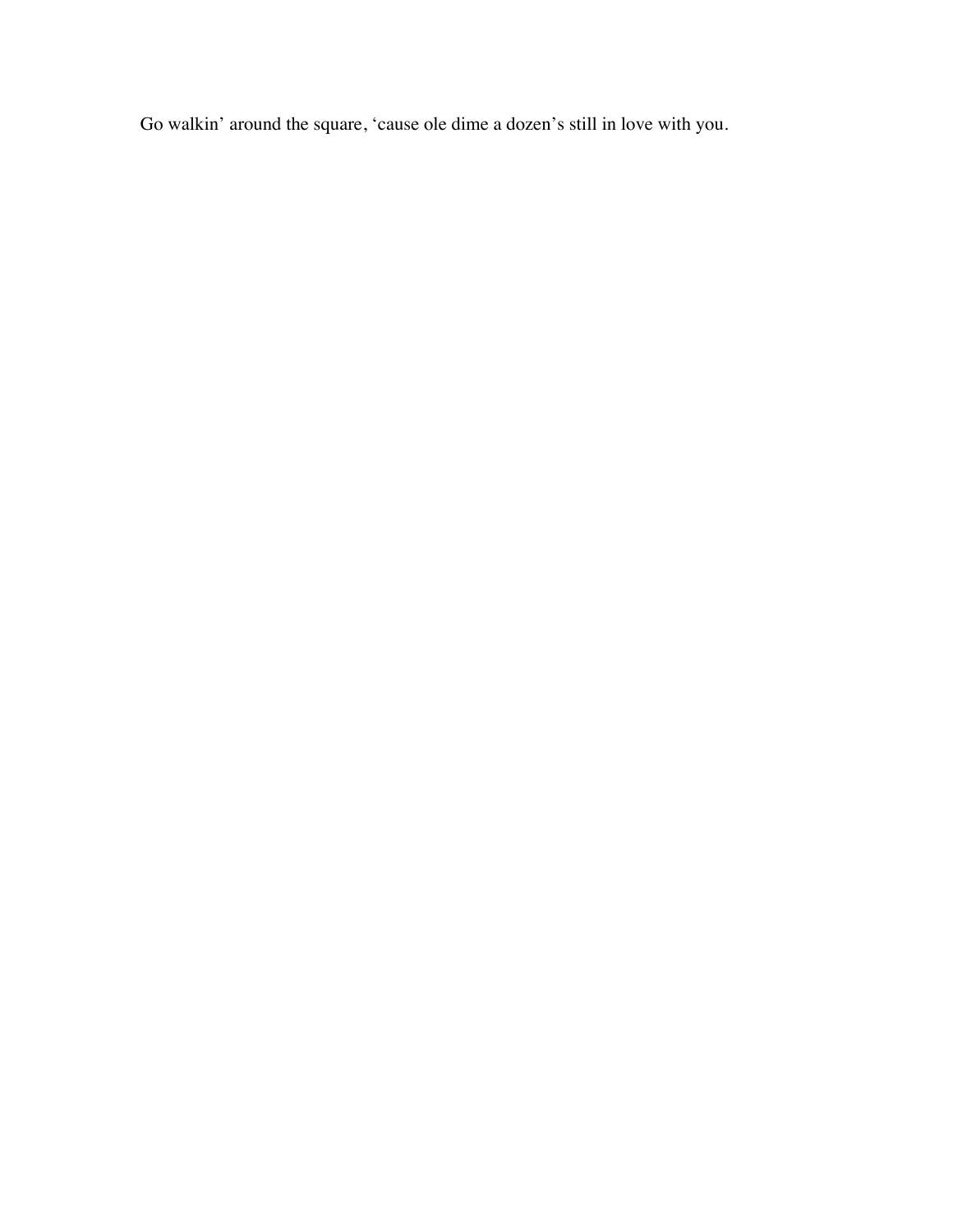Go walkin' around the square, 'cause ole dime a dozen's still in love with you.